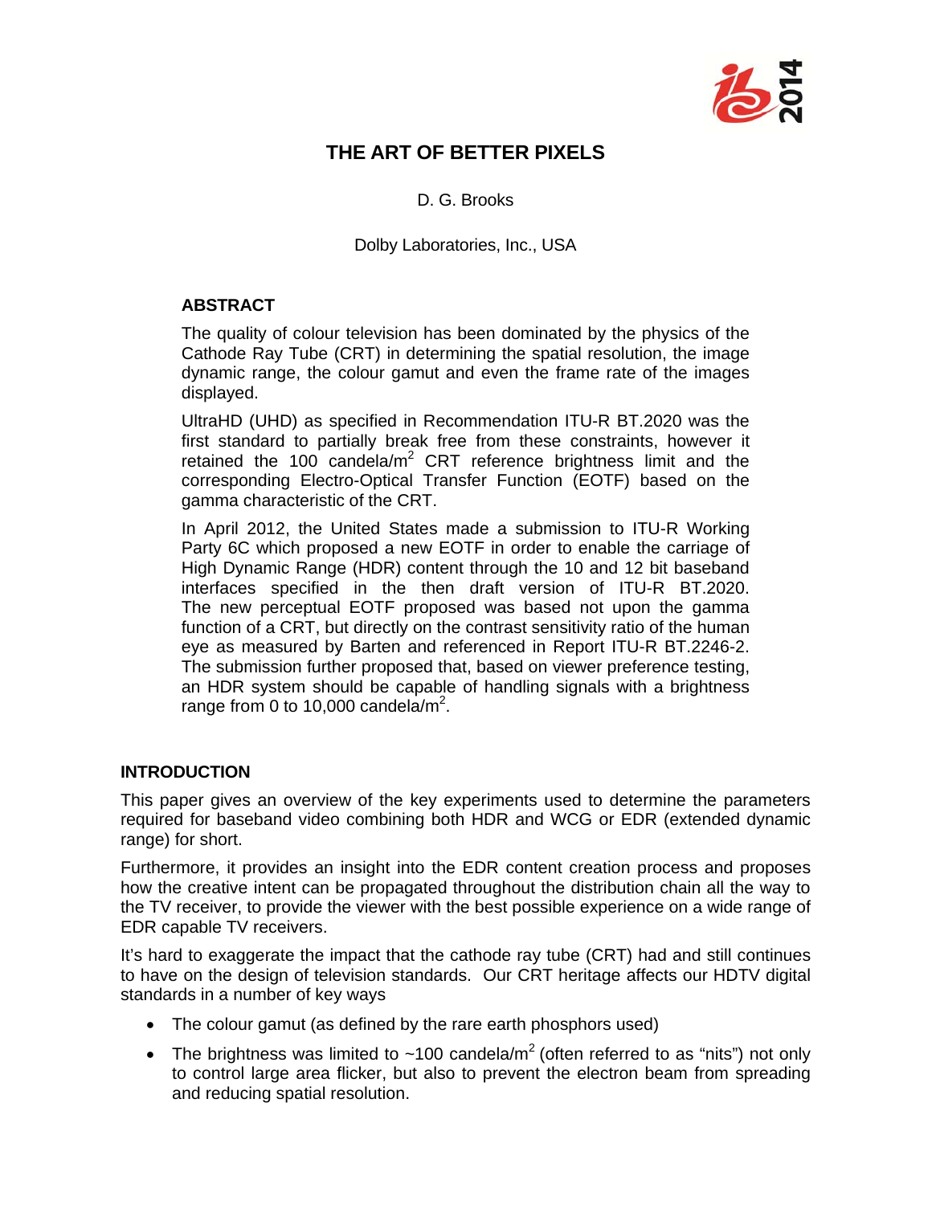# THE ART OF BETTER PIXELS

D. G. Brooks

Dolby Laboratories, Inc., USA

## ABSTRACT

The quality of colour television has been dominated by the physics of the Cathode Ray Tube (CRT) in determining the spatial resolution, the image dynamic range, the colour gamut and even the frame rate of the images displayed.

UltraHD (UHD) as specified in Recommendation ITU-R BT.2020 was the first standard to partially break free from these constraints, however it retained the 100 candela/m$^2$ CRT reference brightness limit and the corresponding Electro-Optical Transfer Function (EOTF) based on the gamma characteristic of the CRT.

In April 2012, the United States made a submission to ITU-R Working Party 6C which proposed a new EOTF in order to enable the carriage of High Dynamic Range (HDR) content through the 10 and 12 bit baseband interfaces specified in the then draft version of ITU-R BT.2020. The new perceptual EOTF proposed was based not upon the gamma function of a CRT, but directly on the contrast sensitivity ratio of the human eye as measured by Barten and referenced in Report ITU-R BT.2246-2. The submission further proposed that, based on viewer preference testing, an HDR system should be capable of handling signals with a brightness range from 0 to 10,000 candela/m$^2$.

## INTRODUCTION

This paper gives an overview of the key experiments used to determine the parameters required for baseband video combining both HDR and WCG or EDR (extended dynamic range) for short.

Furthermore, it provides an insight into the EDR content creation process and proposes how the creative intent can be propagated throughout the distribution chain all the way to the TV receiver, to provide the viewer with the best possible experience on a wide range of EDR capable TV receivers.

It's hard to exaggerate the impact that the cathode ray tube (CRT) had and still continues to have on the design of television standards. Our CRT heritage affects our HDTV digital standards in a number of key ways

- The colour gamut (as defined by the rare earth phosphors used)
- The brightness was limited to ~100 candela/m$^2$ (often referred to as "nits") not only to control large area flicker, but also to prevent the electron beam from spreading and reducing spatial resolution.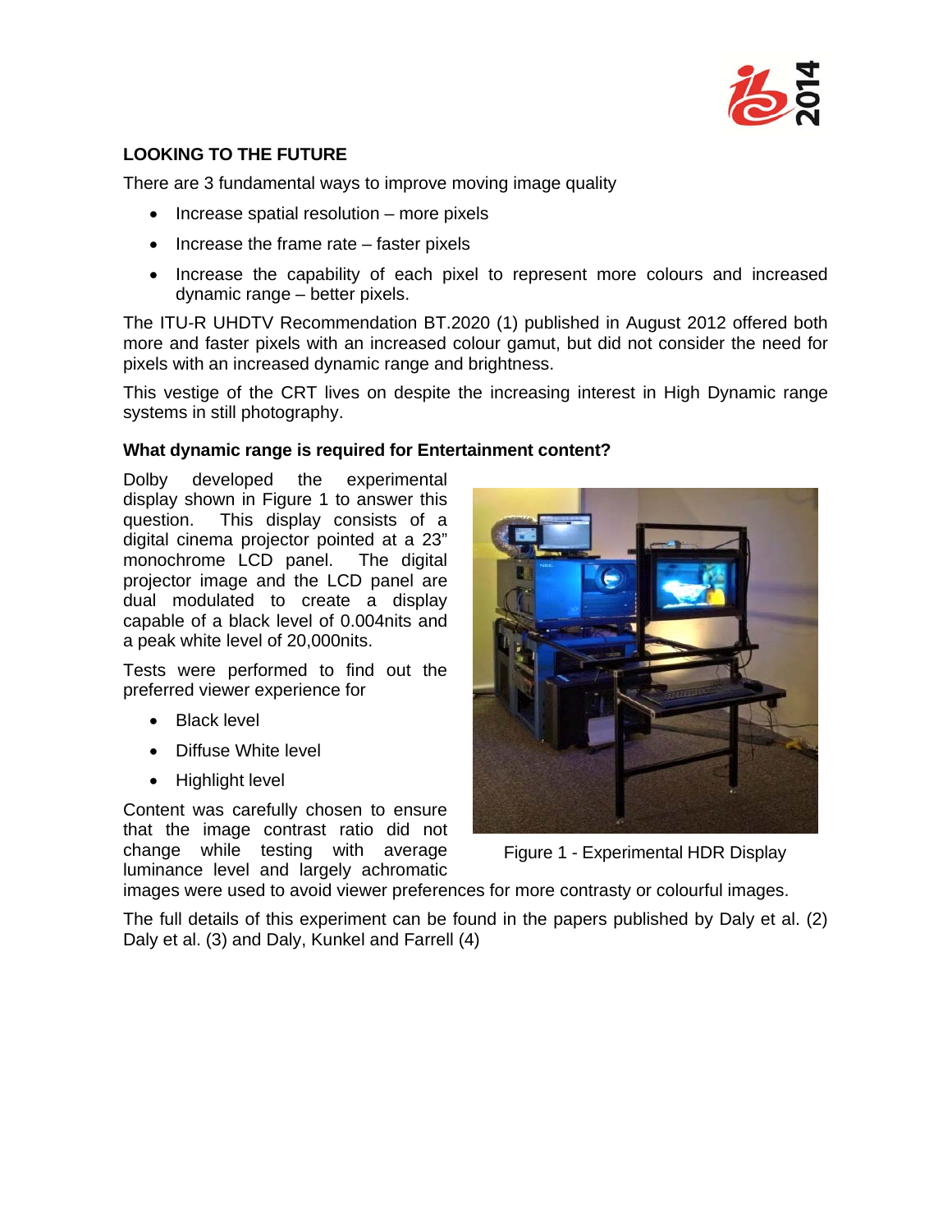## LOOKING TO THE FUTURE

There are 3 fundamental ways to improve moving image quality

- Increase spatial resolution – more pixels
- Increase the frame rate – faster pixels
- Increase the capability of each pixel to represent more colours and increased dynamic range – better pixels.

The ITU-R UHDTV Recommendation BT.2020 (1) published in August 2012 offered both more and faster pixels with an increased colour gamut, but did not consider the need for pixels with an increased dynamic range and brightness.

This vestige of the CRT lives on despite the increasing interest in High Dynamic range systems in still photography.

### What dynamic range is required for Entertainment content?

Dolby developed the experimental display shown in Figure 1 to answer this question. This display consists of a digital cinema projector pointed at a 23" monochrome LCD panel. The digital projector image and the LCD panel are dual modulated to create a display capable of a black level of 0.004nits and a peak white level of 20,000nits.

Figure 1 - Experimental HDR Display

Tests were performed to find out the preferred viewer experience for

- Black level
- Diffuse White level
- Highlight level

Content was carefully chosen to ensure that the image contrast ratio did not change while testing with average luminance level and largely achromatic images were used to avoid viewer preferences for more contrasty or colourful images.

The full details of this experiment can be found in the papers published by Daly et al. (2) Daly et al. (3) and Daly, Kunkel and Farrell (4)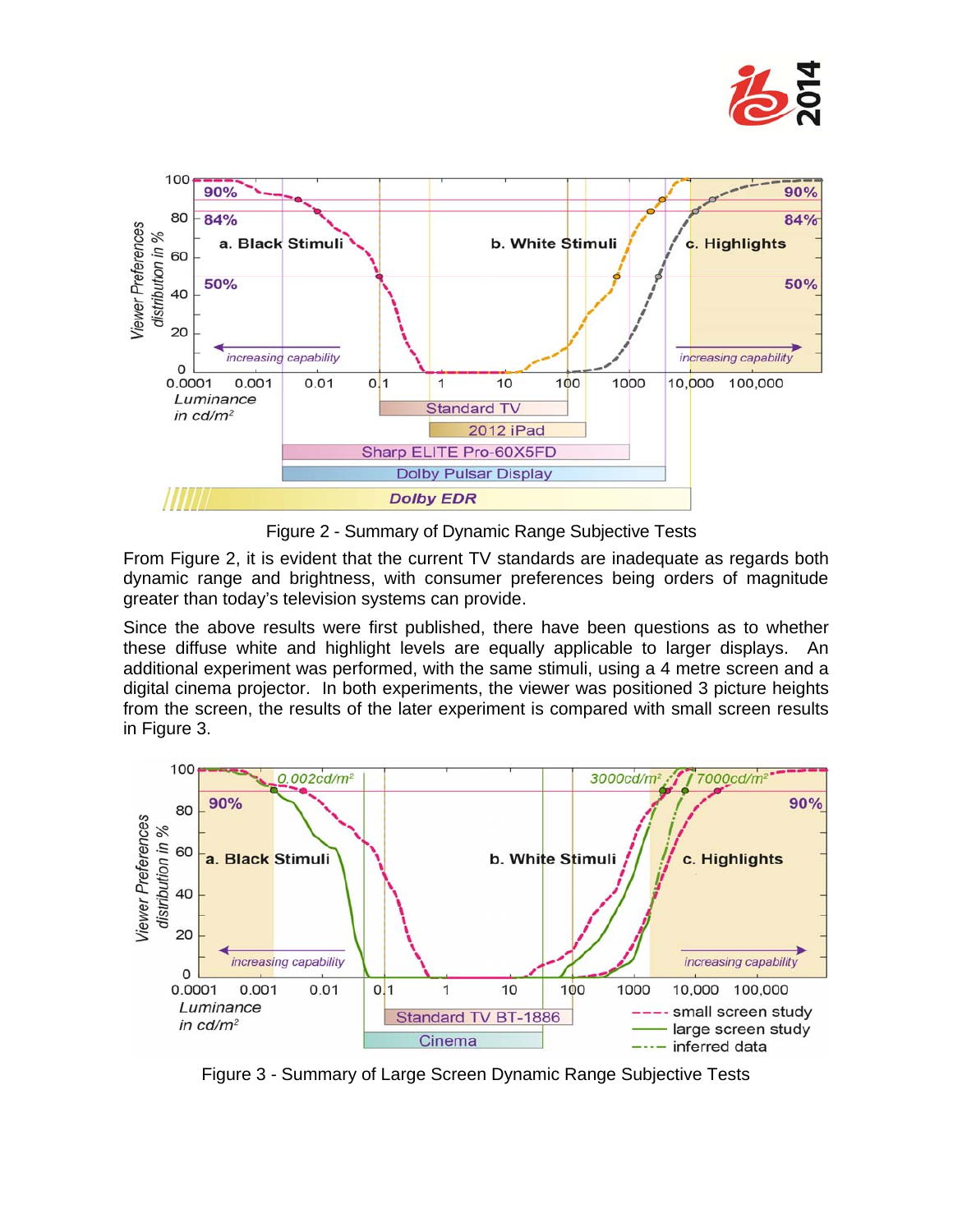100
90%
80
84%
60
40
50%
20
0
Viewer Preferences distribution in %
a. Black Stimuli
b. White Stimuli
c. Highlights
90%
84%
50%
increasing capability
increasing capability
0.0001 0.001 0.01 0.1 1 10 100 1000 10,000 100,000
Luminance in cd/m²
Standard TV
2012 iPad
Sharp ELITE Pro-60X5FD
Dolby Pulsar Display
Dolby EDR

Figure 2 - Summary of Dynamic Range Subjective Tests

From Figure 2, it is evident that the current TV standards are inadequate as regards both dynamic range and brightness, with consumer preferences being orders of magnitude greater than today's television systems can provide.

Since the above results were first published, there have been questions as to whether these diffuse white and highlight levels are equally applicable to larger displays. An additional experiment was performed, with the same stimuli, using a 4 metre screen and a digital cinema projector. In both experiments, the viewer was positioned 3 picture heights from the screen, the results of the later experiment is compared with small screen results in Figure 3.

100
90%
80
60
40
20
0
Viewer Preferences distribution in %
0.002cd/m²
3000cd/m²
7000cd/m²
90%
a. Black Stimuli
b. White Stimuli
c. Highlights
increasing capability
increasing capability
0.0001 0.001 0.01 0.1 1 10 100 1000 10,000 100,000
Luminance in cd/m²
Standard TV BT-1886
Cinema
small screen study
large screen study
inferred data

Figure 3 - Summary of Large Screen Dynamic Range Subjective Tests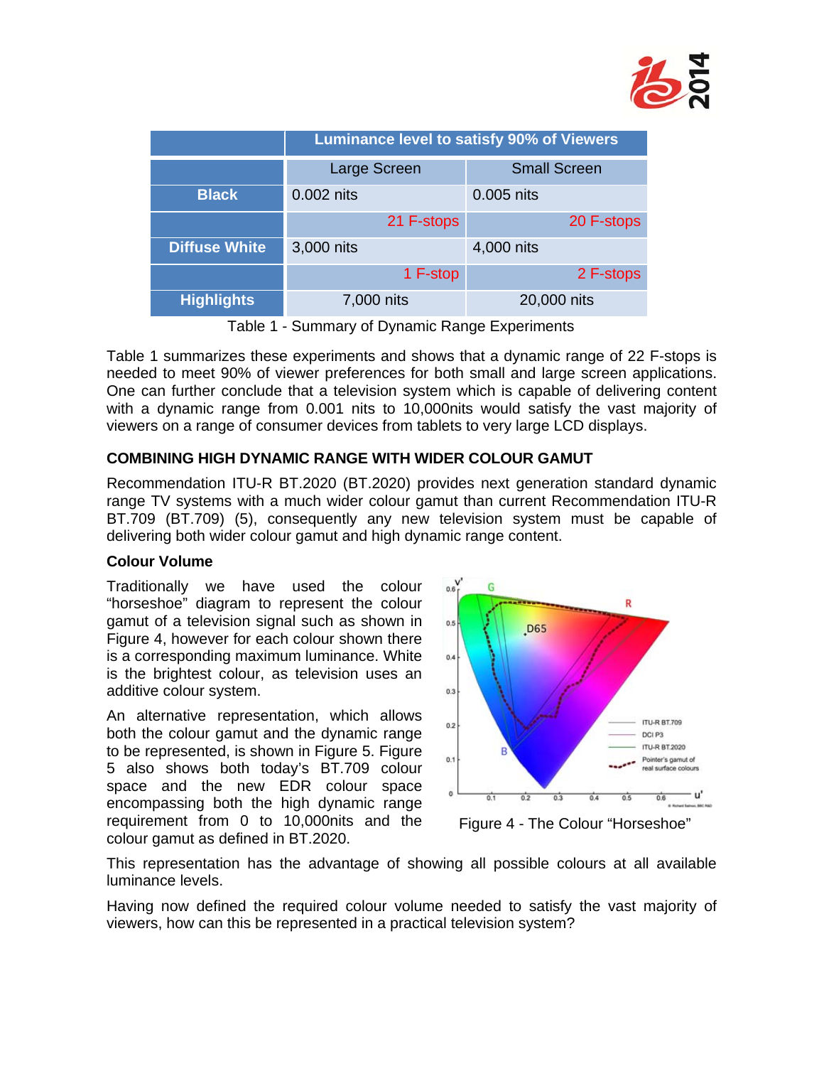| | Luminance level to satisfy 90% of Viewers | |
|---|---|---|
| | Large Screen | Small Screen |
| **Black** | 0.002 nits | 0.005 nits |
| | 21 F-stops | 20 F-stops |
| **Diffuse White** | 3,000 nits | 4,000 nits |
| | 1 F-stop | 2 F-stops |
| **Highlights** | 7,000 nits | 20,000 nits |

Table 1 - Summary of Dynamic Range Experiments

Table 1 summarizes these experiments and shows that a dynamic range of 22 F-stops is needed to meet 90% of viewer preferences for both small and large screen applications. One can further conclude that a television system which is capable of delivering content with a dynamic range from 0.001 nits to 10,000nits would satisfy the vast majority of viewers on a range of consumer devices from tablets to very large LCD displays.

## COMBINING HIGH DYNAMIC RANGE WITH WIDER COLOUR GAMUT

Recommendation ITU-R BT.2020 (BT.2020) provides next generation standard dynamic range TV systems with a much wider colour gamut than current Recommendation ITU-R BT.709 (BT.709) (5), consequently any new television system must be capable of delivering both wider colour gamut and high dynamic range content.

### Colour Volume

Traditionally we have used the colour "horseshoe" diagram to represent the colour gamut of a television signal such as shown in Figure 4, however for each colour shown there is a corresponding maximum luminance. White is the brightest colour, as television uses an additive colour system.

An alternative representation, which allows both the colour gamut and the dynamic range to be represented, is shown in Figure 5. Figure 5 also shows both today's BT.709 colour space and the new EDR colour space encompassing both the high dynamic range requirement from 0 to 10,000nits and the colour gamut as defined in BT.2020.

v'
0.6
0.5
0.4
0.3
0.2
0.1
0
G
R
D65
B
0.1
0.2
0.3
0.4
0.5
0.6
u'
ITU-R BT.709
DCI P3
ITU-R BT.2020
Pointer's gamut of real surface colours

Figure 4 - The Colour "Horseshoe"

This representation has the advantage of showing all possible colours at all available luminance levels.

Having now defined the required colour volume needed to satisfy the vast majority of viewers, how can this be represented in a practical television system?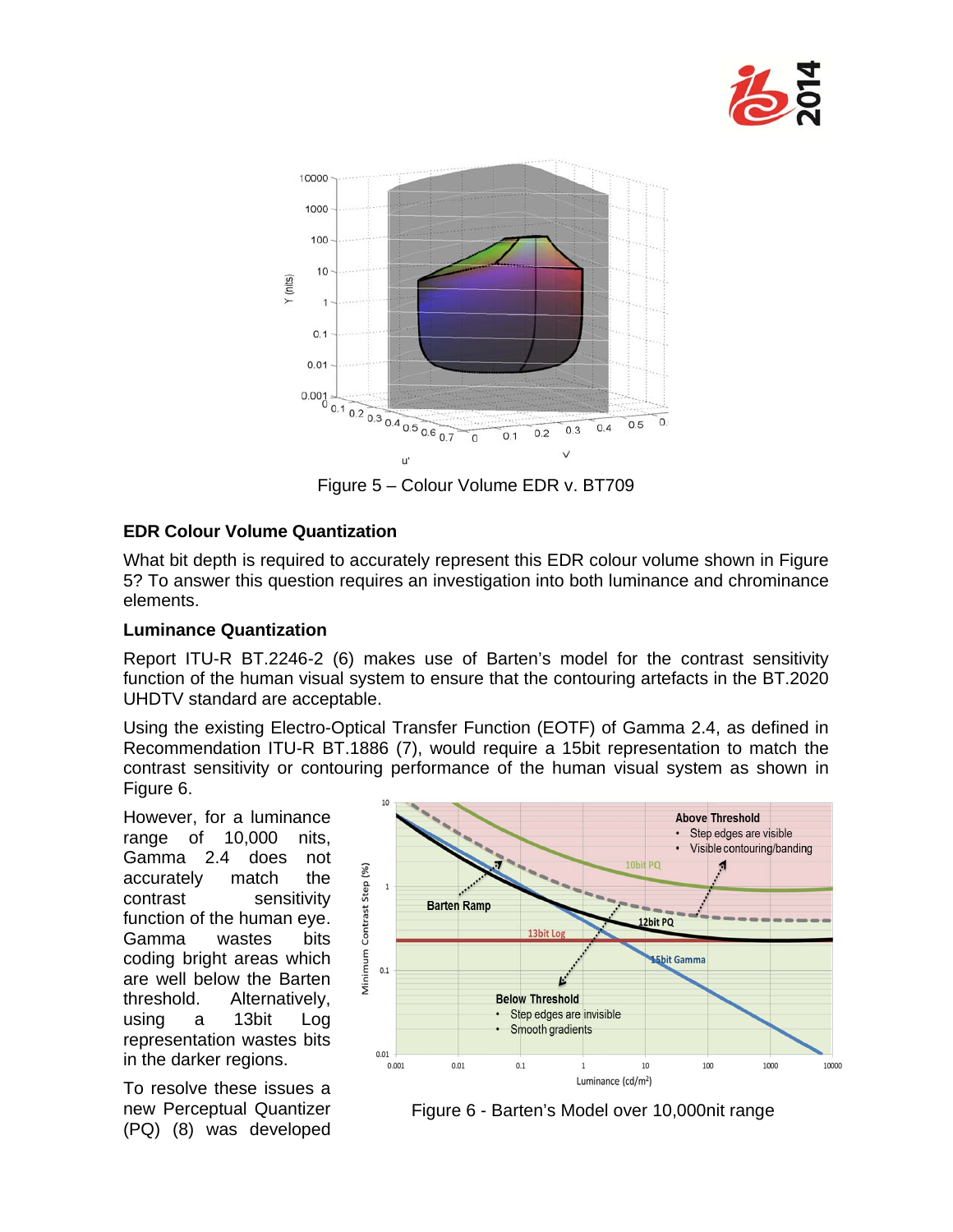10000
1000
100
10
1
0.1
0.01
0.001
Y (nits)
0 0.1 0.2 0.3 0.4 0.5 0.6 0.7
u'
0 0.1 0.2 0.3 0.4 0.5 0.
v'

Figure 5 – Colour Volume EDR v. BT709

### EDR Colour Volume Quantization

What bit depth is required to accurately represent this EDR colour volume shown in Figure 5? To answer this question requires an investigation into both luminance and chrominance elements.

### Luminance Quantization

Report ITU-R BT.2246-2 (6) makes use of Barten's model for the contrast sensitivity function of the human visual system to ensure that the contouring artefacts in the BT.2020 UHDTV standard are acceptable.

Using the existing Electro-Optical Transfer Function (EOTF) of Gamma 2.4, as defined in Recommendation ITU-R BT.1886 (7), would require a 15bit representation to match the contrast sensitivity or contouring performance of the human visual system as shown in Figure 6.

However, for a luminance range of 10,000 nits, Gamma 2.4 does not accurately match the contrast sensitivity function of the human eye. Gamma wastes bits coding bright areas which are well below the Barten threshold. Alternatively, using a 13bit Log representation wastes bits in the darker regions.

To resolve these issues a new Perceptual Quantizer (PQ) (8) was developed

Above Threshold
- Step edges are visible
- Visible contouring/banding

10bit PQ
Barten Ramp
12bit PQ
13bit Log
15bit Gamma

Below Threshold
- Step edges are invisible
- Smooth gradients

Minimum Contrast Step (%)
10
1
0.1
0.01
0.001 0.01 0.1 1 10 100 1000 10000
Luminance (cd/m²)

Figure 6 - Barten's Model over 10,000nit range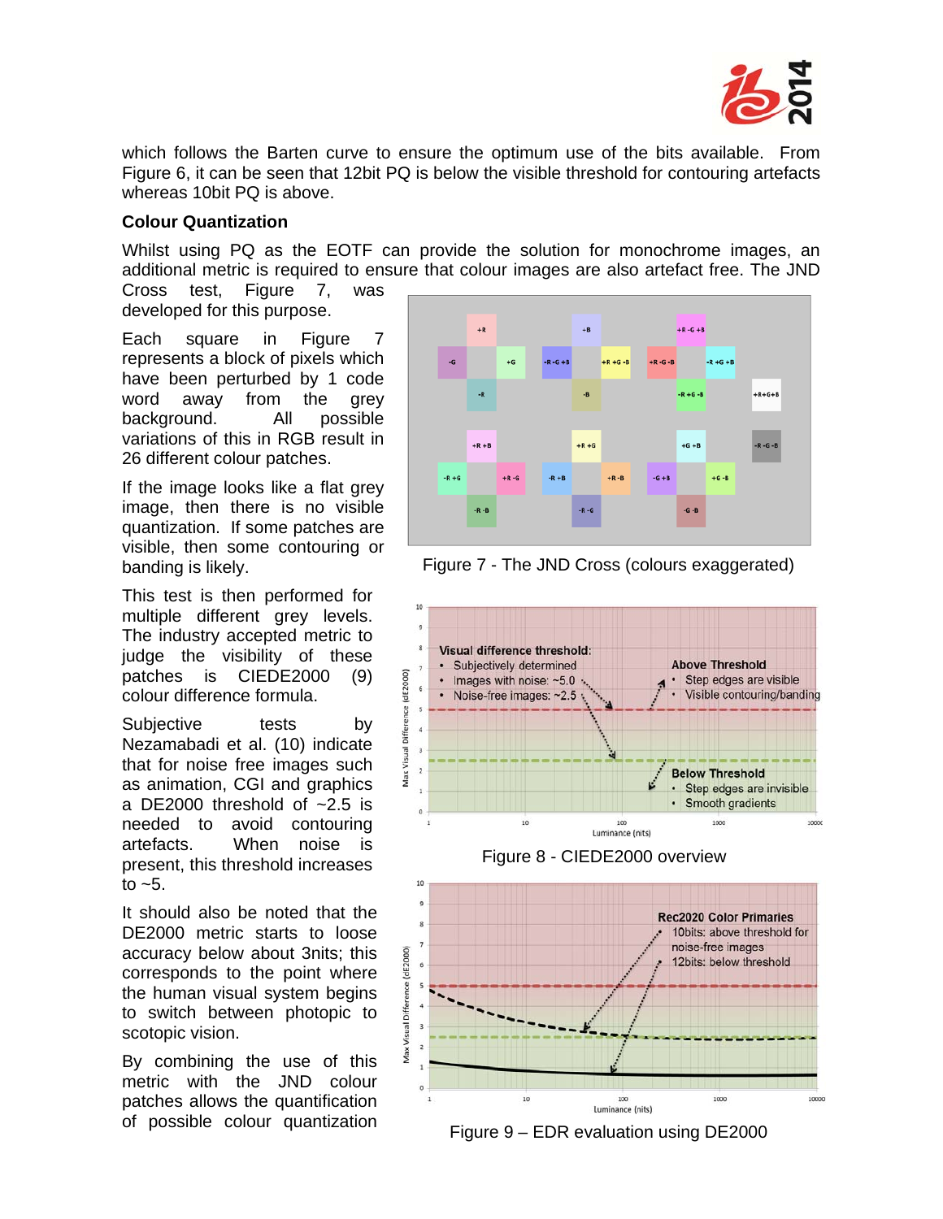which follows the Barten curve to ensure the optimum use of the bits available. From Figure 6, it can be seen that 12bit PQ is below the visible threshold for contouring artefacts whereas 10bit PQ is above.

### Colour Quantization

Whilst using PQ as the EOTF can provide the solution for monochrome images, an additional metric is required to ensure that colour images are also artefact free. The JND Cross test, Figure 7, was developed for this purpose.

Each square in Figure 7 represents a block of pixels which have been perturbed by 1 code word away from the grey background. All possible variations of this in RGB result in 26 different colour patches.

If the image looks like a flat grey image, then there is no visible quantization. If some patches are visible, then some contouring or banding is likely.

This test is then performed for multiple different grey levels. The industry accepted metric to judge the visibility of these patches is CIEDE2000 (9) colour difference formula.

Subjective tests by Nezamabadi et al. (10) indicate that for noise free images such as animation, CGI and graphics a DE2000 threshold of ~2.5 is needed to avoid contouring artefacts. When noise is present, this threshold increases to ~5.

It should also be noted that the DE2000 metric starts to loose accuracy below about 3nits; this corresponds to the point where the human visual system begins to switch between photopic to scotopic vision.

By combining the use of this metric with the JND colour patches allows the quantification of possible colour quantization

+R
+B
+R -G +B
-G
+G
-R -G +B
+R +G -B
+R -G -B
-R +G +B
-R
-B
-R +G -B
+R+G+B
+R +B
+R +G
+G +B
-R -G -B
-R +G
+R -G
-R +B
+R -B
-G +B
+G -B
-R -B
-R -G
-G -B

Figure 7 - The JND Cross (colours exaggerated)

Visual difference threshold:
- Subjectively determined
- Images with noise: ~5.0
- Noise-free images: ~2.5

Above Threshold
- Step edges are visible
- Visible contouring/banding

Below Threshold
- Step edges are invisible
- Smooth gradients

Max Visual Difference (dE2000)

Luminance (nits)

Figure 8 - CIEDE2000 overview

Rec2020 Color Primaries
- 10bits: above threshold for noise-free images
- 12bits: below threshold

Max Visual Difference (dE2000)

Luminance (nits)

Figure 9 – EDR evaluation using DE2000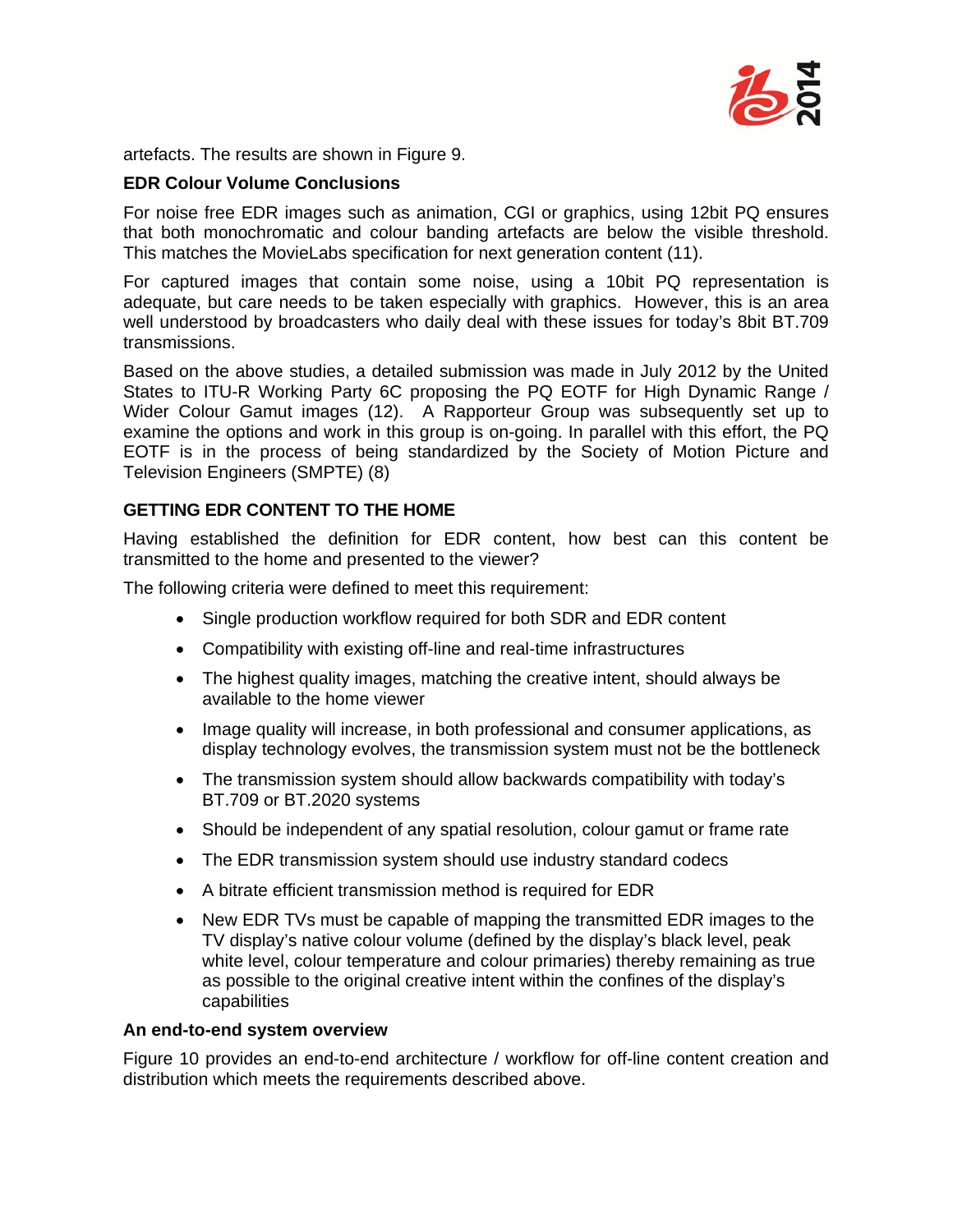artefacts. The results are shown in Figure 9.

**EDR Colour Volume Conclusions**

For noise free EDR images such as animation, CGI or graphics, using 12bit PQ ensures that both monochromatic and colour banding artefacts are below the visible threshold. This matches the MovieLabs specification for next generation content (11).

For captured images that contain some noise, using a 10bit PQ representation is adequate, but care needs to be taken especially with graphics. However, this is an area well understood by broadcasters who daily deal with these issues for today's 8bit BT.709 transmissions.

Based on the above studies, a detailed submission was made in July 2012 by the United States to ITU-R Working Party 6C proposing the PQ EOTF for High Dynamic Range / Wider Colour Gamut images (12). A Rapporteur Group was subsequently set up to examine the options and work in this group is on-going. In parallel with this effort, the PQ EOTF is in the process of being standardized by the Society of Motion Picture and Television Engineers (SMPTE) (8)

## GETTING EDR CONTENT TO THE HOME

Having established the definition for EDR content, how best can this content be transmitted to the home and presented to the viewer?

The following criteria were defined to meet this requirement:

- Single production workflow required for both SDR and EDR content
- Compatibility with existing off-line and real-time infrastructures
- The highest quality images, matching the creative intent, should always be available to the home viewer
- Image quality will increase, in both professional and consumer applications, as display technology evolves, the transmission system must not be the bottleneck
- The transmission system should allow backwards compatibility with today's BT.709 or BT.2020 systems
- Should be independent of any spatial resolution, colour gamut or frame rate
- The EDR transmission system should use industry standard codecs
- A bitrate efficient transmission method is required for EDR
- New EDR TVs must be capable of mapping the transmitted EDR images to the TV display's native colour volume (defined by the display's black level, peak white level, colour temperature and colour primaries) thereby remaining as true as possible to the original creative intent within the confines of the display's capabilities

**An end-to-end system overview**

Figure 10 provides an end-to-end architecture / workflow for off-line content creation and distribution which meets the requirements described above.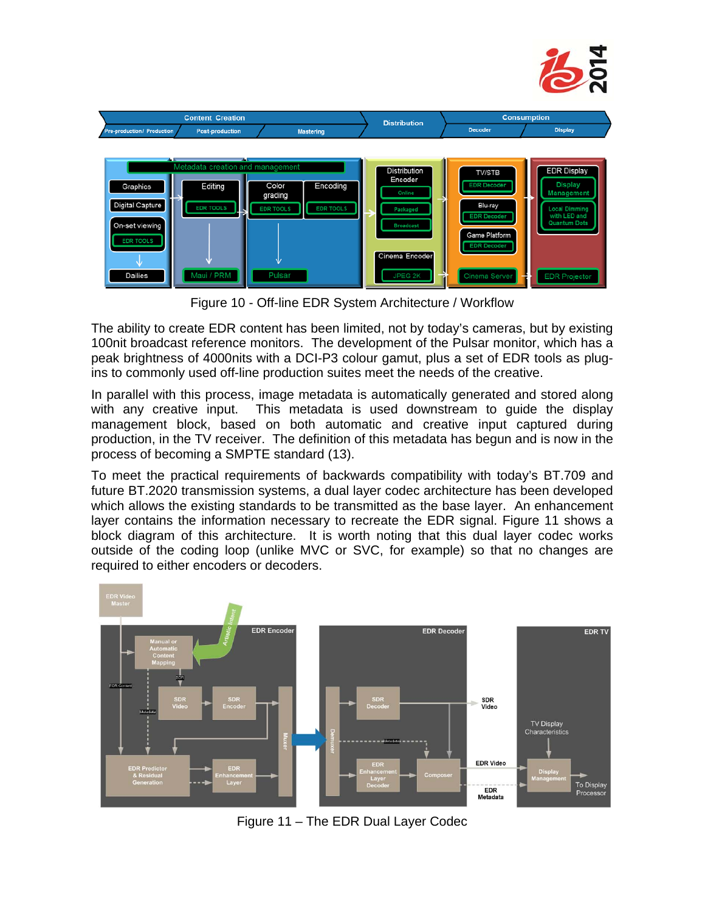Figure 10 - Off-line EDR System Architecture / Workflow

The ability to create EDR content has been limited, not by today's cameras, but by existing 100nit broadcast reference monitors. The development of the Pulsar monitor, which has a peak brightness of 4000nits with a DCI-P3 colour gamut, plus a set of EDR tools as plug-ins to commonly used off-line production suites meet the needs of the creative.

In parallel with this process, image metadata is automatically generated and stored along with any creative input. This metadata is used downstream to guide the display management block, based on both automatic and creative input captured during production, in the TV receiver. The definition of this metadata has begun and is now in the process of becoming a SMPTE standard (13).

To meet the practical requirements of backwards compatibility with today's BT.709 and future BT.2020 transmission systems, a dual layer codec architecture has been developed which allows the existing standards to be transmitted as the base layer. An enhancement layer contains the information necessary to recreate the EDR signal. Figure 11 shows a block diagram of this architecture. It is worth noting that this dual layer codec works outside of the coding loop (unlike MVC or SVC, for example) so that no changes are required to either encoders or decoders.

Figure 11 – The EDR Dual Layer Codec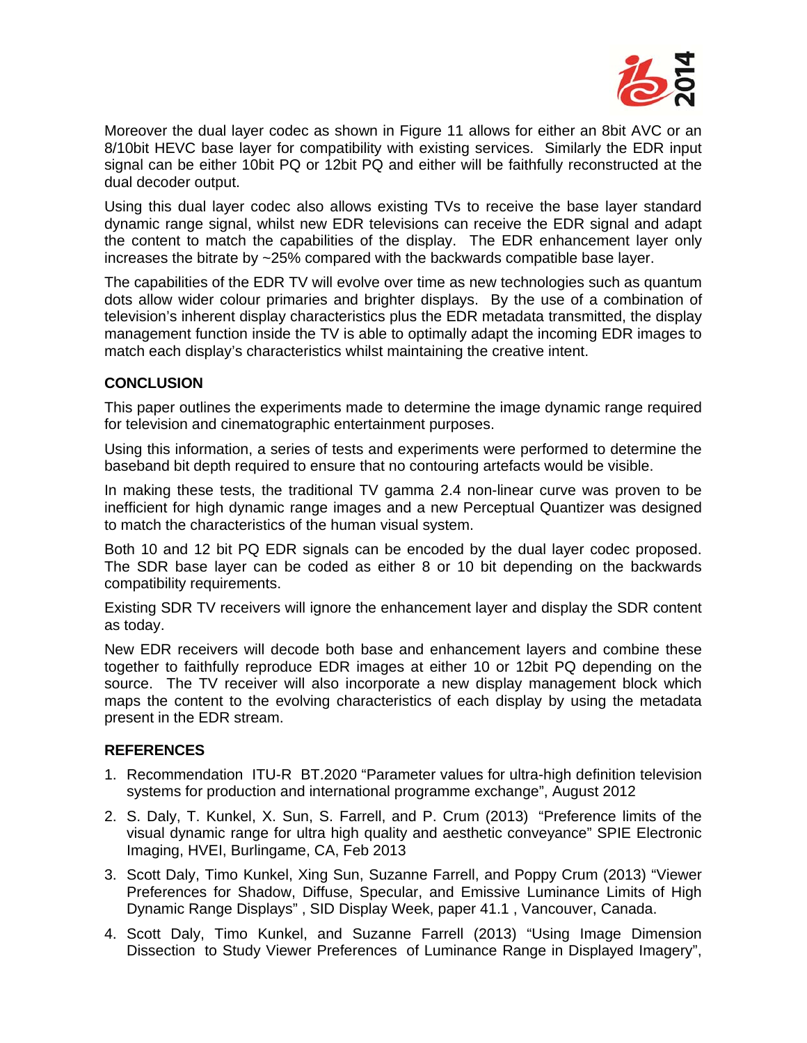Moreover the dual layer codec as shown in Figure 11 allows for either an 8bit AVC or an 8/10bit HEVC base layer for compatibility with existing services. Similarly the EDR input signal can be either 10bit PQ or 12bit PQ and either will be faithfully reconstructed at the dual decoder output.

Using this dual layer codec also allows existing TVs to receive the base layer standard dynamic range signal, whilst new EDR televisions can receive the EDR signal and adapt the content to match the capabilities of the display. The EDR enhancement layer only increases the bitrate by ~25% compared with the backwards compatible base layer.

The capabilities of the EDR TV will evolve over time as new technologies such as quantum dots allow wider colour primaries and brighter displays. By the use of a combination of television's inherent display characteristics plus the EDR metadata transmitted, the display management function inside the TV is able to optimally adapt the incoming EDR images to match each display's characteristics whilst maintaining the creative intent.

## CONCLUSION

This paper outlines the experiments made to determine the image dynamic range required for television and cinematographic entertainment purposes.

Using this information, a series of tests and experiments were performed to determine the baseband bit depth required to ensure that no contouring artefacts would be visible.

In making these tests, the traditional TV gamma 2.4 non-linear curve was proven to be inefficient for high dynamic range images and a new Perceptual Quantizer was designed to match the characteristics of the human visual system.

Both 10 and 12 bit PQ EDR signals can be encoded by the dual layer codec proposed. The SDR base layer can be coded as either 8 or 10 bit depending on the backwards compatibility requirements.

Existing SDR TV receivers will ignore the enhancement layer and display the SDR content as today.

New EDR receivers will decode both base and enhancement layers and combine these together to faithfully reproduce EDR images at either 10 or 12bit PQ depending on the source. The TV receiver will also incorporate a new display management block which maps the content to the evolving characteristics of each display by using the metadata present in the EDR stream.

## REFERENCES

1. Recommendation ITU-R BT.2020 "Parameter values for ultra-high definition television systems for production and international programme exchange", August 2012
2. S. Daly, T. Kunkel, X. Sun, S. Farrell, and P. Crum (2013) "Preference limits of the visual dynamic range for ultra high quality and aesthetic conveyance" SPIE Electronic Imaging, HVEI, Burlingame, CA, Feb 2013
3. Scott Daly, Timo Kunkel, Xing Sun, Suzanne Farrell, and Poppy Crum (2013) "Viewer Preferences for Shadow, Diffuse, Specular, and Emissive Luminance Limits of High Dynamic Range Displays" , SID Display Week, paper 41.1 , Vancouver, Canada.
4. Scott Daly, Timo Kunkel, and Suzanne Farrell (2013) "Using Image Dimension Dissection to Study Viewer Preferences of Luminance Range in Displayed Imagery",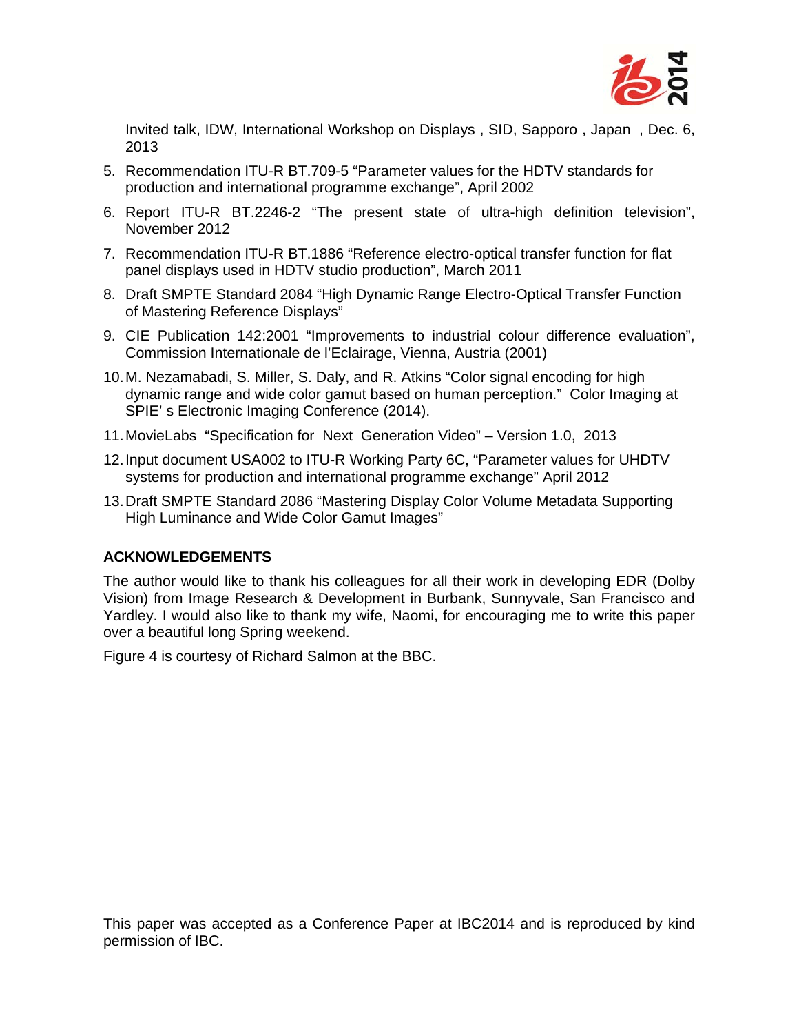Invited talk, IDW, International Workshop on Displays , SID, Sapporo , Japan , Dec. 6, 2013

5. Recommendation ITU-R BT.709-5 "Parameter values for the HDTV standards for production and international programme exchange", April 2002
6. Report ITU-R BT.2246-2 "The present state of ultra-high definition television", November 2012
7. Recommendation ITU-R BT.1886 "Reference electro-optical transfer function for flat panel displays used in HDTV studio production", March 2011
8. Draft SMPTE Standard 2084 "High Dynamic Range Electro-Optical Transfer Function of Mastering Reference Displays"
9. CIE Publication 142:2001 "Improvements to industrial colour difference evaluation", Commission Internationale de l'Eclairage, Vienna, Austria (2001)
10. M. Nezamabadi, S. Miller, S. Daly, and R. Atkins "Color signal encoding for high dynamic range and wide color gamut based on human perception." Color Imaging at SPIE' s Electronic Imaging Conference (2014).
11. MovieLabs "Specification for Next Generation Video" – Version 1.0, 2013
12. Input document USA002 to ITU-R Working Party 6C, "Parameter values for UHDTV systems for production and international programme exchange" April 2012
13. Draft SMPTE Standard 2086 "Mastering Display Color Volume Metadata Supporting High Luminance and Wide Color Gamut Images"

## ACKNOWLEDGEMENTS

The author would like to thank his colleagues for all their work in developing EDR (Dolby Vision) from Image Research & Development in Burbank, Sunnyvale, San Francisco and Yardley. I would also like to thank my wife, Naomi, for encouraging me to write this paper over a beautiful long Spring weekend.

Figure 4 is courtesy of Richard Salmon at the BBC.

This paper was accepted as a Conference Paper at IBC2014 and is reproduced by kind permission of IBC.